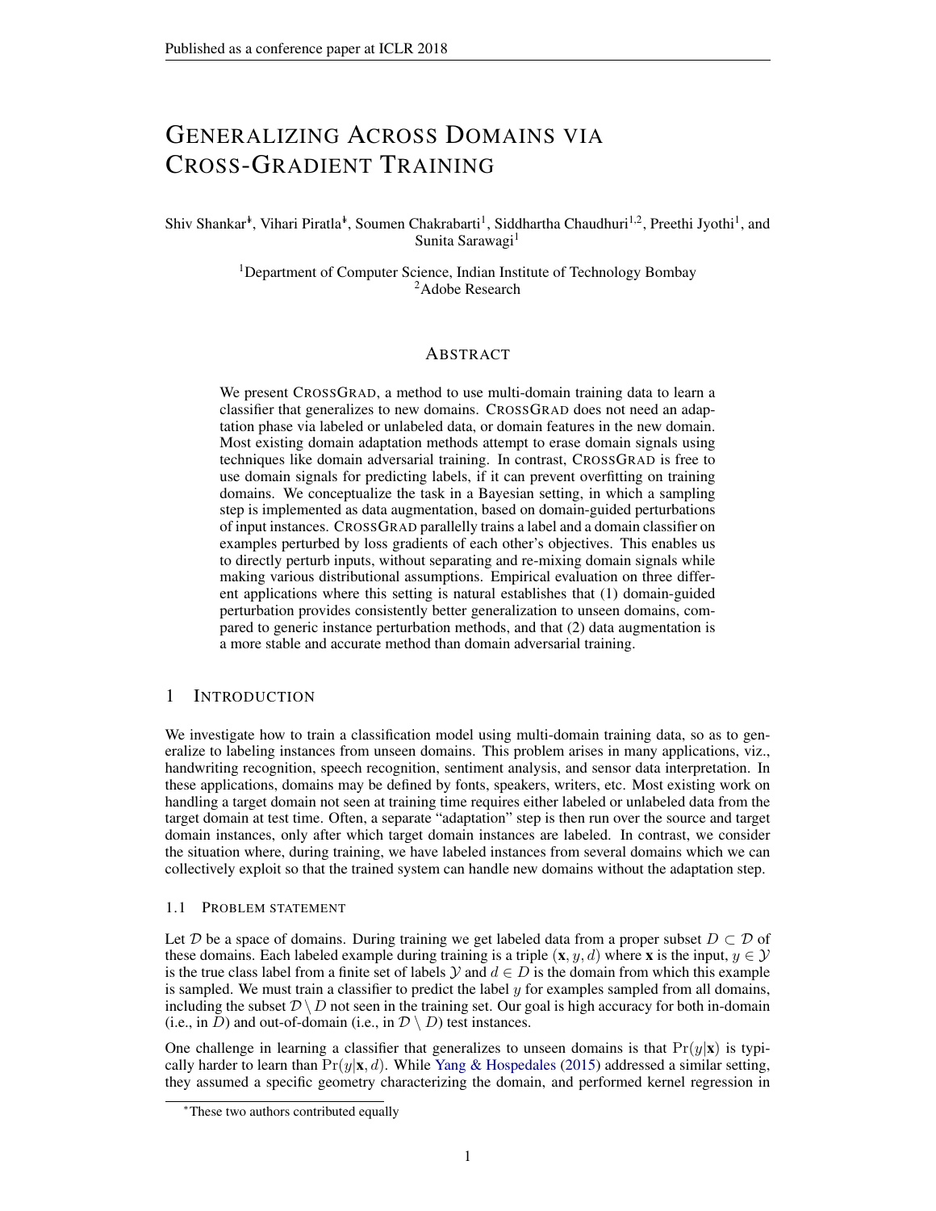# GENERALIZING ACROSS DOMAINS VIA CROSS-GRADIENT TRAINING

Shiv Shankar*, Vihari Piratla*, Soumen Chakrabarti[1], Siddhartha Chaudhuri[1,2], Preethi Jyothi[1], and Sunita Sarawagi[1]

[1]Department of Computer Science, Indian Institute of Technology Bombay
[2]Adobe Research

## ABSTRACT

We present CROSSGRAD, a method to use multi-domain training data to learn a classifier that generalizes to new domains. CROSSGRAD does not need an adaptation phase via labeled or unlabeled data, or domain features in the new domain. Most existing domain adaptation methods attempt to erase domain signals using techniques like domain adversarial training. In contrast, CROSSGRAD is free to use domain signals for predicting labels, if it can prevent overfitting on training domains. We conceptualize the task in a Bayesian setting, in which a sampling step is implemented as data augmentation, based on domain-guided perturbations of input instances. CROSSGRAD parallelly trains a label and a domain classifier on examples perturbed by loss gradients of each other's objectives. This enables us to directly perturb inputs, without separating and re-mixing domain signals while making various distributional assumptions. Empirical evaluation on three different applications where this setting is natural establishes that (1) domain-guided perturbation provides consistently better generalization to unseen domains, compared to generic instance perturbation methods, and that (2) data augmentation is a more stable and accurate method than domain adversarial training.

## 1 INTRODUCTION

We investigate how to train a classification model using multi-domain training data, so as to generalize to labeling instances from unseen domains. This problem arises in many applications, viz., handwriting recognition, speech recognition, sentiment analysis, and sensor data interpretation. In these applications, domains may be defined by fonts, speakers, writers, etc. Most existing work on handling a target domain not seen at training time requires either labeled or unlabeled data from the target domain at test time. Often, a separate "adaptation" step is then run over the source and target domain instances, only after which target domain instances are labeled. In contrast, we consider the situation where, during training, we have labeled instances from several domains which we can collectively exploit so that the trained system can handle new domains without the adaptation step.

### 1.1 PROBLEM STATEMENT

Let $\mathcal{D}$ be a space of domains. During training we get labeled data from a proper subset $D \subset \mathcal{D}$ of these domains. Each labeled example during training is a triple $(\mathbf{x}, y, d)$ where $\mathbf{x}$ is the input, $y \in \mathcal{Y}$ is the true class label from a finite set of labels $\mathcal{Y}$ and $d \in D$ is the domain from which this example is sampled. We must train a classifier to predict the label $y$ for examples sampled from all domains, including the subset $\mathcal{D} \setminus D$ not seen in the training set. Our goal is high accuracy for both in-domain (i.e., in $D$) and out-of-domain (i.e., in $\mathcal{D} \setminus D$) test instances.

One challenge in learning a classifier that generalizes to unseen domains is that $\Pr(y|\mathbf{x})$ is typically harder to learn than $\Pr(y|\mathbf{x}, d)$. While Yang & Hospedales (2015) addressed a similar setting, they assumed a specific geometry characterizing the domain, and performed kernel regression in

*These two authors contributed equally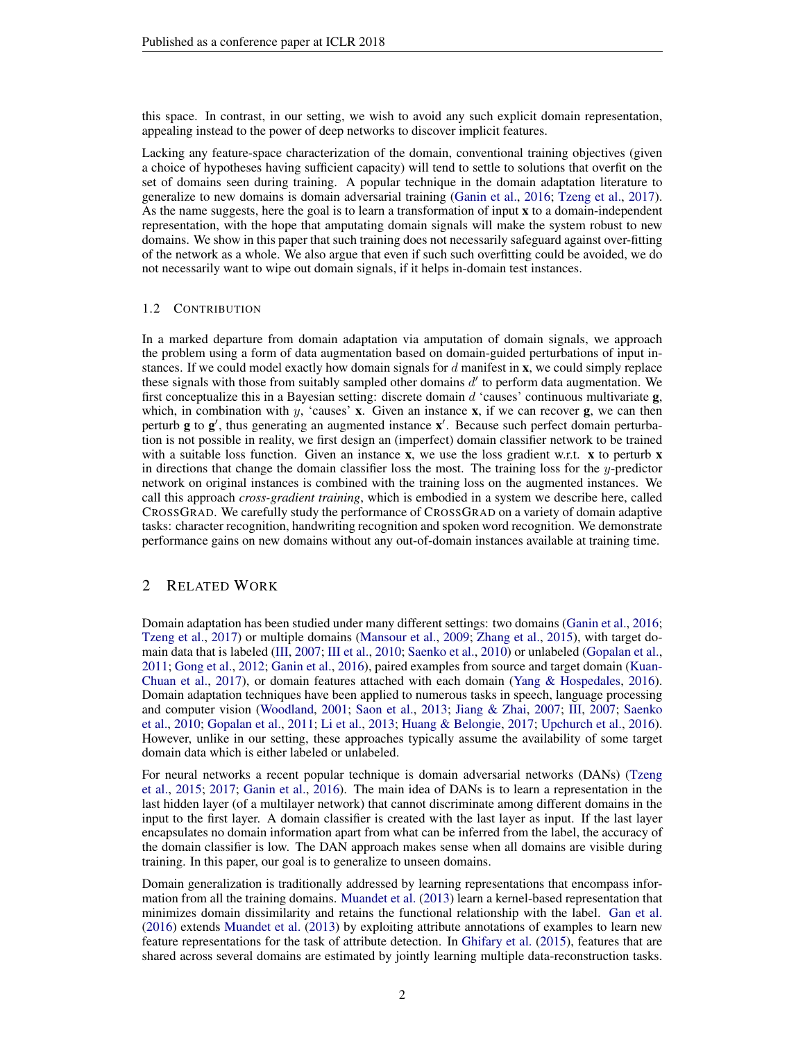this space. In contrast, in our setting, we wish to avoid any such explicit domain representation, appealing instead to the power of deep networks to discover implicit features.

Lacking any feature-space characterization of the domain, conventional training objectives (given a choice of hypotheses having sufficient capacity) will tend to settle to solutions that overfit on the set of domains seen during training. A popular technique in the domain adaptation literature to generalize to new domains is domain adversarial training (Ganin et al., 2016; Tzeng et al., 2017). As the name suggests, here the goal is to learn a transformation of input $\mathbf{x}$ to a domain-independent representation, with the hope that amputating domain signals will make the system robust to new domains. We show in this paper that such training does not necessarily safeguard against over-fitting of the network as a whole. We also argue that even if such such overfitting could be avoided, we do not necessarily want to wipe out domain signals, if it helps in-domain test instances.

### 1.2 Contribution

In a marked departure from domain adaptation via amputation of domain signals, we approach the problem using a form of data augmentation based on domain-guided perturbations of input instances. If we could model exactly how domain signals for $d$ manifest in $\mathbf{x}$, we could simply replace these signals with those from suitably sampled other domains $d'$ to perform data augmentation. We first conceptualize this in a Bayesian setting: discrete domain $d$ 'causes' continuous multivariate $\mathbf{g}$, which, in combination with $y$, 'causes' $\mathbf{x}$. Given an instance $\mathbf{x}$, if we can recover $\mathbf{g}$, we can then perturb $\mathbf{g}$ to $\mathbf{g}'$, thus generating an augmented instance $\mathbf{x}'$. Because such perfect domain perturbation is not possible in reality, we first design an (imperfect) domain classifier network to be trained with a suitable loss function. Given an instance $\mathbf{x}$, we use the loss gradient w.r.t. $\mathbf{x}$ to perturb $\mathbf{x}$ in directions that change the domain classifier loss the most. The training loss for the $y$-predictor network on original instances is combined with the training loss on the augmented instances. We call this approach *cross-gradient training*, which is embodied in a system we describe here, called CrossGrad. We carefully study the performance of CrossGrad on a variety of domain adaptive tasks: character recognition, handwriting recognition and spoken word recognition. We demonstrate performance gains on new domains without any out-of-domain instances available at training time.

## 2 Related Work

Domain adaptation has been studied under many different settings: two domains (Ganin et al., 2016; Tzeng et al., 2017) or multiple domains (Mansour et al., 2009; Zhang et al., 2015), with target domain data that is labeled (III, 2007; III et al., 2010; Saenko et al., 2010) or unlabeled (Gopalan et al., 2011; Gong et al., 2012; Ganin et al., 2016), paired examples from source and target domain (Kuan-Chuan et al., 2017), or domain features attached with each domain (Yang & Hospedales, 2016). Domain adaptation techniques have been applied to numerous tasks in speech, language processing and computer vision (Woodland, 2001; Saon et al., 2013; Jiang & Zhai, 2007; III, 2007; Saenko et al., 2010; Gopalan et al., 2011; Li et al., 2013; Huang & Belongie, 2017; Upchurch et al., 2016). However, unlike in our setting, these approaches typically assume the availability of some target domain data which is either labeled or unlabeled.

For neural networks a recent popular technique is domain adversarial networks (DANs) (Tzeng et al., 2015; 2017; Ganin et al., 2016). The main idea of DANs is to learn a representation in the last hidden layer (of a multilayer network) that cannot discriminate among different domains in the input to the first layer. A domain classifier is created with the last layer as input. If the last layer encapsulates no domain information apart from what can be inferred from the label, the accuracy of the domain classifier is low. The DAN approach makes sense when all domains are visible during training. In this paper, our goal is to generalize to unseen domains.

Domain generalization is traditionally addressed by learning representations that encompass information from all the training domains. Muandet et al. (2013) learn a kernel-based representation that minimizes domain dissimilarity and retains the functional relationship with the label. Gan et al. (2016) extends Muandet et al. (2013) by exploiting attribute annotations of examples to learn new feature representations for the task of attribute detection. In Ghifary et al. (2015), features that are shared across several domains are estimated by jointly learning multiple data-reconstruction tasks.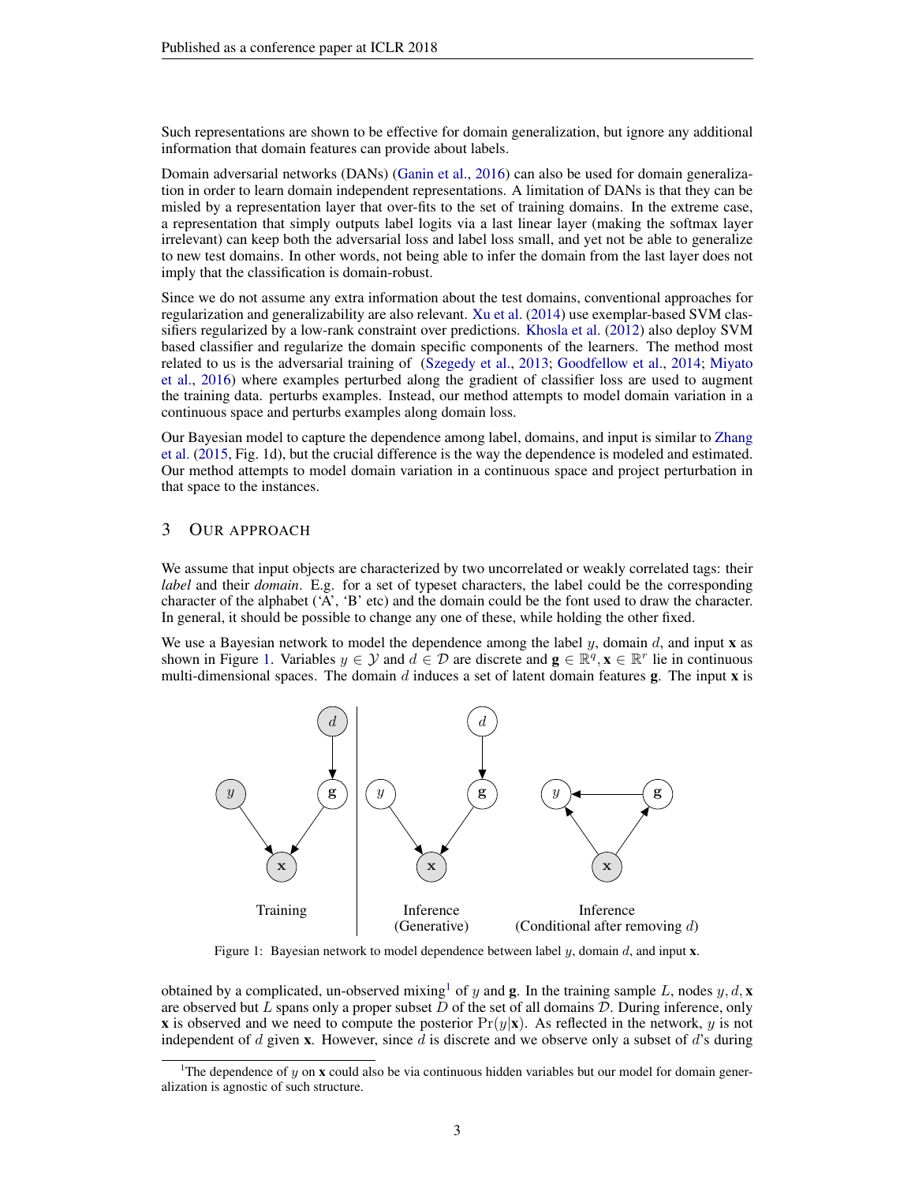Such representations are shown to be effective for domain generalization, but ignore any additional information that domain features can provide about labels.

Domain adversarial networks (DANs) (Ganin et al., 2016) can also be used for domain generalization in order to learn domain independent representations. A limitation of DANs is that they can be misled by a representation layer that over-fits to the set of training domains. In the extreme case, a representation that simply outputs label logits via a last linear layer (making the softmax layer irrelevant) can keep both the adversarial loss and label loss small, and yet not be able to generalize to new test domains. In other words, not being able to infer the domain from the last layer does not imply that the classification is domain-robust.

Since we do not assume any extra information about the test domains, conventional approaches for regularization and generalizability are also relevant. Xu et al. (2014) use exemplar-based SVM classifiers regularized by a low-rank constraint over predictions. Khosla et al. (2012) also deploy SVM based classifier and regularize the domain specific components of the learners. The method most related to us is the adversarial training of (Szegedy et al., 2013; Goodfellow et al., 2014; Miyato et al., 2016) where examples perturbed along the gradient of classifier loss are used to augment the training data. perturbs examples. Instead, our method attempts to model domain variation in a continuous space and perturbs examples along domain loss.

Our Bayesian model to capture the dependence among label, domains, and input is similar to Zhang et al. (2015, Fig. 1d), but the crucial difference is the way the dependence is modeled and estimated. Our method attempts to model domain variation in a continuous space and project perturbation in that space to the instances.

## 3 Our approach

We assume that input objects are characterized by two uncorrelated or weakly correlated tags: their *label* and their *domain*. E.g. for a set of typeset characters, the label could be the corresponding character of the alphabet ('A', 'B' etc) and the domain could be the font used to draw the character. In general, it should be possible to change any one of these, while holding the other fixed.

We use a Bayesian network to model the dependence among the label $y$, domain $d$, and input $\mathbf{x}$ as shown in Figure 1. Variables $y \in \mathcal{Y}$ and $d \in \mathcal{D}$ are discrete and $\mathbf{g} \in \mathbb{R}^q, \mathbf{x} \in \mathbb{R}^r$ lie in continuous multi-dimensional spaces. The domain $d$ induces a set of latent domain features $\mathbf{g}$. The input $\mathbf{x}$ is

Training | Inference (Generative) | Inference (Conditional after removing $d$)

Figure 1: Bayesian network to model dependence between label $y$, domain $d$, and input $\mathbf{x}$.

obtained by a complicated, un-observed mixing[1] of $y$ and $\mathbf{g}$. In the training sample $L$, nodes $y, d, \mathbf{x}$ are observed but $L$ spans only a proper subset $D$ of the set of all domains $\mathcal{D}$. During inference, only $\mathbf{x}$ is observed and we need to compute the posterior $\Pr(y|\mathbf{x})$. As reflected in the network, $y$ is not independent of $d$ given $\mathbf{x}$. However, since $d$ is discrete and we observe only a subset of $d$'s during

[1] The dependence of $y$ on $\mathbf{x}$ could also be via continuous hidden variables but our model for domain generalization is agnostic of such structure.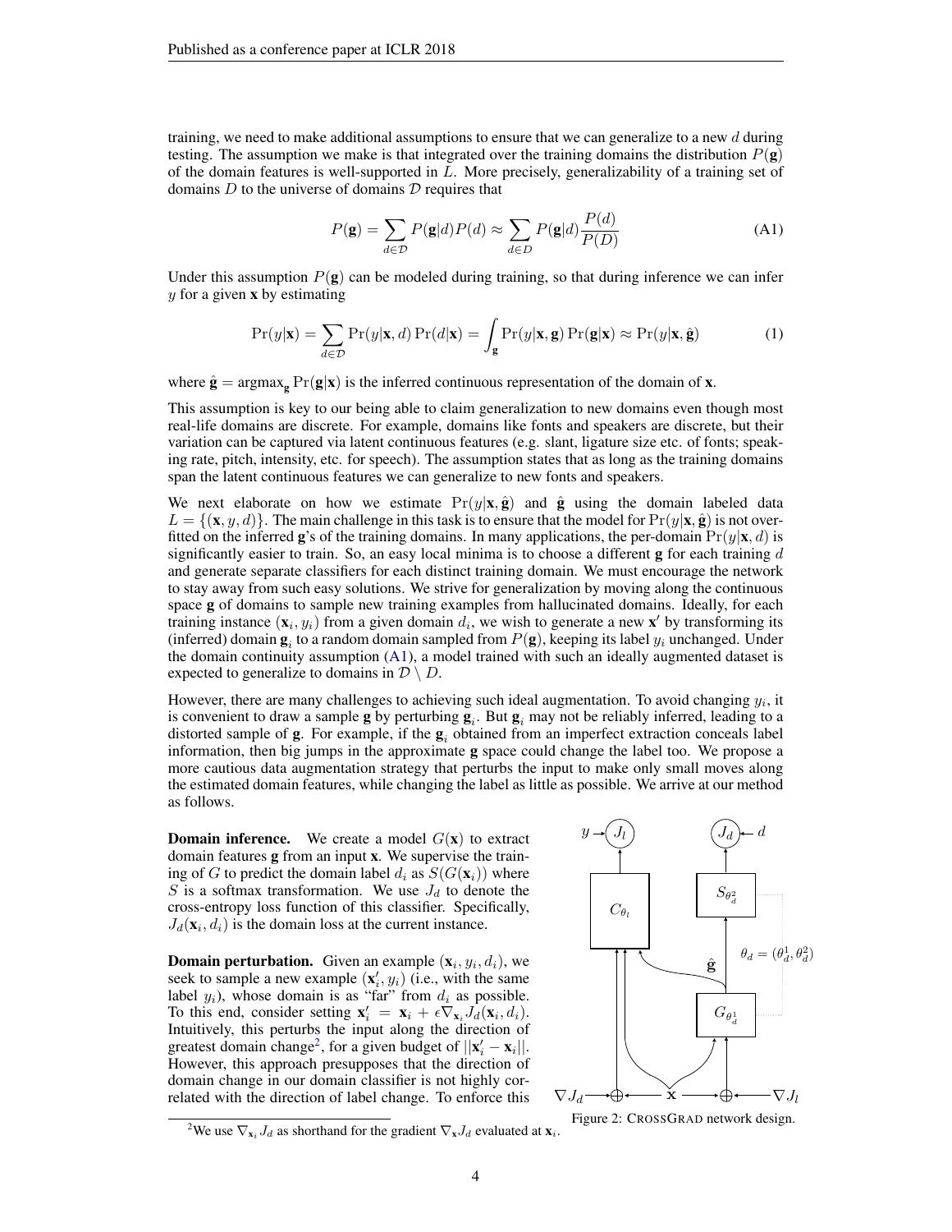training, we need to make additional assumptions to ensure that we can generalize to a new $d$ during testing. The assumption we make is that integrated over the training domains the distribution $P(\mathbf{g})$ of the domain features is well-supported in $L$. More precisely, generalizability of a training set of domains $D$ to the universe of domains $\mathcal{D}$ requires that

$$P(\mathbf{g}) = \sum_{d \in \mathcal{D}} P(\mathbf{g}|d) P(d) \approx \sum_{d \in D} P(\mathbf{g}|d) \frac{P(d)}{P(D)} \tag{A1}$$

Under this assumption $P(\mathbf{g})$ can be modeled during training, so that during inference we can infer $y$ for a given $\mathbf{x}$ by estimating

$$\Pr(y|\mathbf{x}) = \sum_{d \in \mathcal{D}} \Pr(y|\mathbf{x}, d) \Pr(d|\mathbf{x}) = \int_{\mathbf{g}} \Pr(y|\mathbf{x}, \mathbf{g}) \Pr(\mathbf{g}|\mathbf{x}) \approx \Pr(y|\mathbf{x}, \hat{\mathbf{g}}) \tag{1}$$

where $\hat{\mathbf{g}} = \mathrm{argmax}_{\mathbf{g}} \Pr(\mathbf{g}|\mathbf{x})$ is the inferred continuous representation of the domain of $\mathbf{x}$.

This assumption is key to our being able to claim generalization to new domains even though most real-life domains are discrete. For example, domains like fonts and speakers are discrete, but their variation can be captured via latent continuous features (e.g. slant, ligature size etc. of fonts; speaking rate, pitch, intensity, etc. for speech). The assumption states that as long as the training domains span the latent continuous features we can generalize to new fonts and speakers.

We next elaborate on how we estimate $\Pr(y|\mathbf{x}, \hat{\mathbf{g}})$ and $\hat{\mathbf{g}}$ using the domain labeled data $L = \{(\mathbf{x}, y, d)\}$. The main challenge in this task is to ensure that the model for $\Pr(y|\mathbf{x}, \hat{\mathbf{g}})$ is not overfitted on the inferred $\mathbf{g}$'s of the training domains. In many applications, the per-domain $\Pr(y|\mathbf{x}, d)$ is significantly easier to train. So, an easy local minima is to choose a different $\mathbf{g}$ for each training $d$ and generate separate classifiers for each distinct training domain. We must encourage the network to stay away from such easy solutions. We strive for generalization by moving along the continuous space $\mathbf{g}$ of domains to sample new training examples from hallucinated domains. Ideally, for each training instance $(\mathbf{x}_i, y_i)$ from a given domain $d_i$, we wish to generate a new $\mathbf{x}'$ by transforming its (inferred) domain $\mathbf{g}_i$ to a random domain sampled from $P(\mathbf{g})$, keeping its label $y_i$ unchanged. Under the domain continuity assumption (A1), a model trained with such an ideally augmented dataset is expected to generalize to domains in $\mathcal{D} \setminus D$.

However, there are many challenges to achieving such ideal augmentation. To avoid changing $y_i$, it is convenient to draw a sample $\mathbf{g}$ by perturbing $\mathbf{g}_i$. But $\mathbf{g}_i$ may not be reliably inferred, leading to a distorted sample of $\mathbf{g}$. For example, if the $\mathbf{g}_i$ obtained from an imperfect extraction conceals label information, then big jumps in the approximate $\mathbf{g}$ space could change the label too. We propose a more cautious data augmentation strategy that perturbs the input to make only small moves along the estimated domain features, while changing the label as little as possible. We arrive at our method as follows.

**Domain inference.** We create a model $G(\mathbf{x})$ to extract domain features $\mathbf{g}$ from an input $\mathbf{x}$. We supervise the training of $G$ to predict the domain label $d_i$ as $S(G(\mathbf{x}_i))$ where $S$ is a softmax transformation. We use $J_d$ to denote the cross-entropy loss function of this classifier. Specifically, $J_d(\mathbf{x}_i, d_i)$ is the domain loss at the current instance.

**Domain perturbation.** Given an example $(\mathbf{x}_i, y_i, d_i)$, we seek to sample a new example $(\mathbf{x}'_i, y_i)$ (i.e., with the same label $y_i$), whose domain is as "far" from $d_i$ as possible. To this end, consider setting $\mathbf{x}'_i = \mathbf{x}_i + \epsilon \nabla_{\mathbf{x}_i} J_d(\mathbf{x}_i, d_i)$. Intuitively, this perturbs the input along the direction of greatest domain change[2], for a given budget of $||\mathbf{x}'_i - \mathbf{x}_i||$. However, this approach presupposes that the direction of domain change in our domain classifier is not highly correlated with the direction of label change. To enforce this

Figure 2: CrossGrad network design.

[2] We use $\nabla_{\mathbf{x}_i} J_d$ as shorthand for the gradient $\nabla_{\mathbf{x}} J_d$ evaluated at $\mathbf{x}_i$.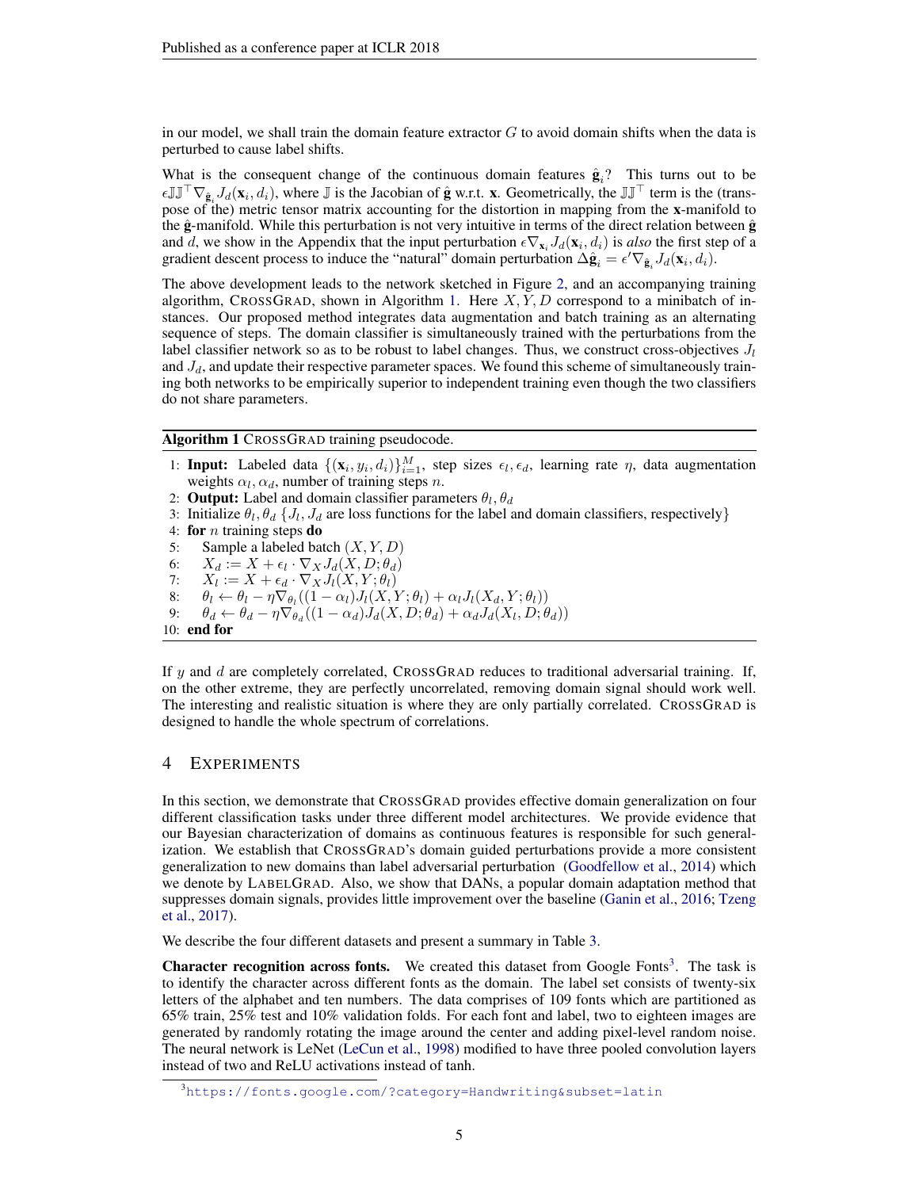in our model, we shall train the domain feature extractor $G$ to avoid domain shifts when the data is perturbed to cause label shifts.

What is the consequent change of the continuous domain features $\hat{\mathbf{g}}_i$? This turns out to be $\epsilon \mathbb{J}\mathbb{J}^\top \nabla_{\hat{\mathbf{g}}_i} J_d(\mathbf{x}_i, d_i)$, where $\mathbb{J}$ is the Jacobian of $\hat{\mathbf{g}}$ w.r.t. $\mathbf{x}$. Geometrically, the $\mathbb{J}\mathbb{J}^\top$ term is the (transpose of the) metric tensor matrix accounting for the distortion in mapping from the $\mathbf{x}$-manifold to the $\hat{\mathbf{g}}$-manifold. While this perturbation is not very intuitive in terms of the direct relation between $\hat{\mathbf{g}}$ and $d$, we show in the Appendix that the input perturbation $\epsilon \nabla_{\mathbf{x}_i} J_d(\mathbf{x}_i, d_i)$ is *also* the first step of a gradient descent process to induce the "natural" domain perturbation $\Delta \hat{\mathbf{g}}_i = \epsilon' \nabla_{\hat{\mathbf{g}}_i} J_d(\mathbf{x}_i, d_i)$.

The above development leads to the network sketched in Figure 2, and an accompanying training algorithm, CROSSGRAD, shown in Algorithm 1. Here $X, Y, D$ correspond to a minibatch of instances. Our proposed method integrates data augmentation and batch training as an alternating sequence of steps. The domain classifier is simultaneously trained with the perturbations from the label classifier network so as to be robust to label changes. Thus, we construct cross-objectives $J_l$ and $J_d$, and update their respective parameter spaces. We found this scheme of simultaneously training both networks to be empirically superior to independent training even though the two classifiers do not share parameters.

**Algorithm 1** CROSSGRAD training pseudocode.

1: **Input:** Labeled data $\{(\mathbf{x}_i, y_i, d_i)\}_{i=1}^M$, step sizes $\epsilon_l, \epsilon_d$, learning rate $\eta$, data augmentation weights $\alpha_l, \alpha_d$, number of training steps $n$.
2: **Output:** Label and domain classifier parameters $\theta_l, \theta_d$
3: Initialize $\theta_l, \theta_d$ $\{J_l, J_d$ are loss functions for the label and domain classifiers, respectively$\}$
4: **for** $n$ training steps **do**
5: Sample a labeled batch $(X, Y, D)$
6: $X_d := X + \epsilon_l \cdot \nabla_X J_d(X, D; \theta_d)$
7: $X_l := X + \epsilon_d \cdot \nabla_X J_l(X, Y; \theta_l)$
8: $\theta_l \leftarrow \theta_l - \eta \nabla_{\theta_l}((1 - \alpha_l) J_l(X, Y; \theta_l) + \alpha_l J_l(X_d, Y; \theta_l))$
9: $\theta_d \leftarrow \theta_d - \eta \nabla_{\theta_d}((1 - \alpha_d) J_d(X, D; \theta_d) + \alpha_d J_d(X_l, D; \theta_d))$
10: **end for**

If $y$ and $d$ are completely correlated, CROSSGRAD reduces to traditional adversarial training. If, on the other extreme, they are perfectly uncorrelated, removing domain signal should work well. The interesting and realistic situation is where they are only partially correlated. CROSSGRAD is designed to handle the whole spectrum of correlations.

## 4 EXPERIMENTS

In this section, we demonstrate that CROSSGRAD provides effective domain generalization on four different classification tasks under three different model architectures. We provide evidence that our Bayesian characterization of domains as continuous features is responsible for such generalization. We establish that CROSSGRAD's domain guided perturbations provide a more consistent generalization to new domains than label adversarial perturbation (Goodfellow et al., 2014) which we denote by LABELGRAD. Also, we show that DANs, a popular domain adaptation method that suppresses domain signals, provides little improvement over the baseline (Ganin et al., 2016; Tzeng et al., 2017).

We describe the four different datasets and present a summary in Table 3.

**Character recognition across fonts.** We created this dataset from Google Fonts[3]. The task is to identify the character across different fonts as the domain. The label set consists of twenty-six letters of the alphabet and ten numbers. The data comprises of 109 fonts which are partitioned as 65% train, 25% test and 10% validation folds. For each font and label, two to eighteen images are generated by randomly rotating the image around the center and adding pixel-level random noise. The neural network is LeNet (LeCun et al., 1998) modified to have three pooled convolution layers instead of two and ReLU activations instead of tanh.

[3] https://fonts.google.com/?category=Handwriting&subset=latin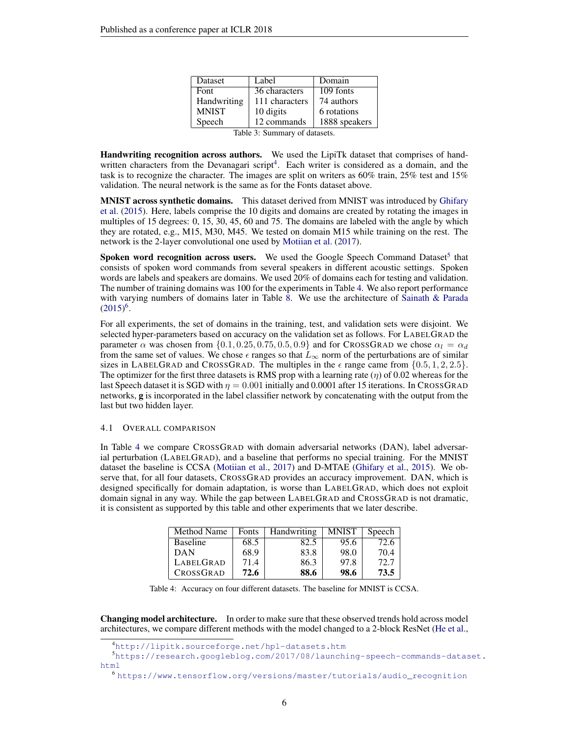| Dataset | Label | Domain |
|---|---|---|
| Font | 36 characters | 109 fonts |
| Handwriting | 111 characters | 74 authors |
| MNIST | 10 digits | 6 rotations |
| Speech | 12 commands | 1888 speakers |

Table 3: Summary of datasets.

**Handwriting recognition across authors.** We used the LipiTk dataset that comprises of handwritten characters from the Devanagari script[4]. Each writer is considered as a domain, and the task is to recognize the character. The images are split on writers as 60% train, 25% test and 15% validation. The neural network is the same as for the Fonts dataset above.

**MNIST across synthetic domains.** This dataset derived from MNIST was introduced by Ghifary et al. (2015). Here, labels comprise the 10 digits and domains are created by rotating the images in multiples of 15 degrees: 0, 15, 30, 45, 60 and 75. The domains are labeled with the angle by which they are rotated, e.g., M15, M30, M45. We tested on domain M15 while training on the rest. The network is the 2-layer convolutional one used by Motiian et al. (2017).

**Spoken word recognition across users.** We used the Google Speech Command Dataset[5] that consists of spoken word commands from several speakers in different acoustic settings. Spoken words are labels and speakers are domains. We used 20% of domains each for testing and validation. The number of training domains was 100 for the experiments in Table 4. We also report performance with varying numbers of domains later in Table 8. We use the architecture of Sainath & Parada (2015)[6].

For all experiments, the set of domains in the training, test, and validation sets were disjoint. We selected hyper-parameters based on accuracy on the validation set as follows. For LABELGRAD the parameter $\alpha$ was chosen from $\{0.1, 0.25, 0.75, 0.5, 0.9\}$ and for CROSSGRAD we chose $\alpha_l = \alpha_d$ from the same set of values. We chose $\epsilon$ ranges so that $L_\infty$ norm of the perturbations are of similar sizes in LABELGRAD and CROSSGRAD. The multiples in the $\epsilon$ range came from $\{0.5, 1, 2, 2.5\}$. The optimizer for the first three datasets is RMS prop with a learning rate ($\eta$) of 0.02 whereas for the last Speech dataset it is SGD with $\eta = 0.001$ initially and 0.0001 after 15 iterations. In CROSSGRAD networks, **g** is incorporated in the label classifier network by concatenating with the output from the last but two hidden layer.

### 4.1 Overall comparison

In Table 4 we compare CROSSGRAD with domain adversarial networks (DAN), label adversarial perturbation (LABELGRAD), and a baseline that performs no special training. For the MNIST dataset the baseline is CCSA (Motiian et al., 2017) and D-MTAE (Ghifary et al., 2015). We observe that, for all four datasets, CROSSGRAD provides an accuracy improvement. DAN, which is designed specifically for domain adaptation, is worse than LABELGRAD, which does not exploit domain signal in any way. While the gap between LABELGRAD and CROSSGRAD is not dramatic, it is consistent as supported by this table and other experiments that we later describe.

| Method Name | Fonts | Handwriting | MNIST | Speech |
|---|---|---|---|---|
| Baseline | 68.5 | 82.5 | 95.6 | 72.6 |
| DAN | 68.9 | 83.8 | 98.0 | 70.4 |
| LABELGRAD | 71.4 | 86.3 | 97.8 | 72.7 |
| CROSSGRAD | **72.6** | **88.6** | **98.6** | **73.5** |

Table 4: Accuracy on four different datasets. The baseline for MNIST is CCSA.

**Changing model architecture.** In order to make sure that these observed trends hold across model architectures, we compare different methods with the model changed to a 2-block ResNet (He et al.,

[4] http://lipitk.sourceforge.net/hpl-datasets.htm

[5] https://research.googleblog.com/2017/08/launching-speech-commands-dataset.html

[6] https://www.tensorflow.org/versions/master/tutorials/audio_recognition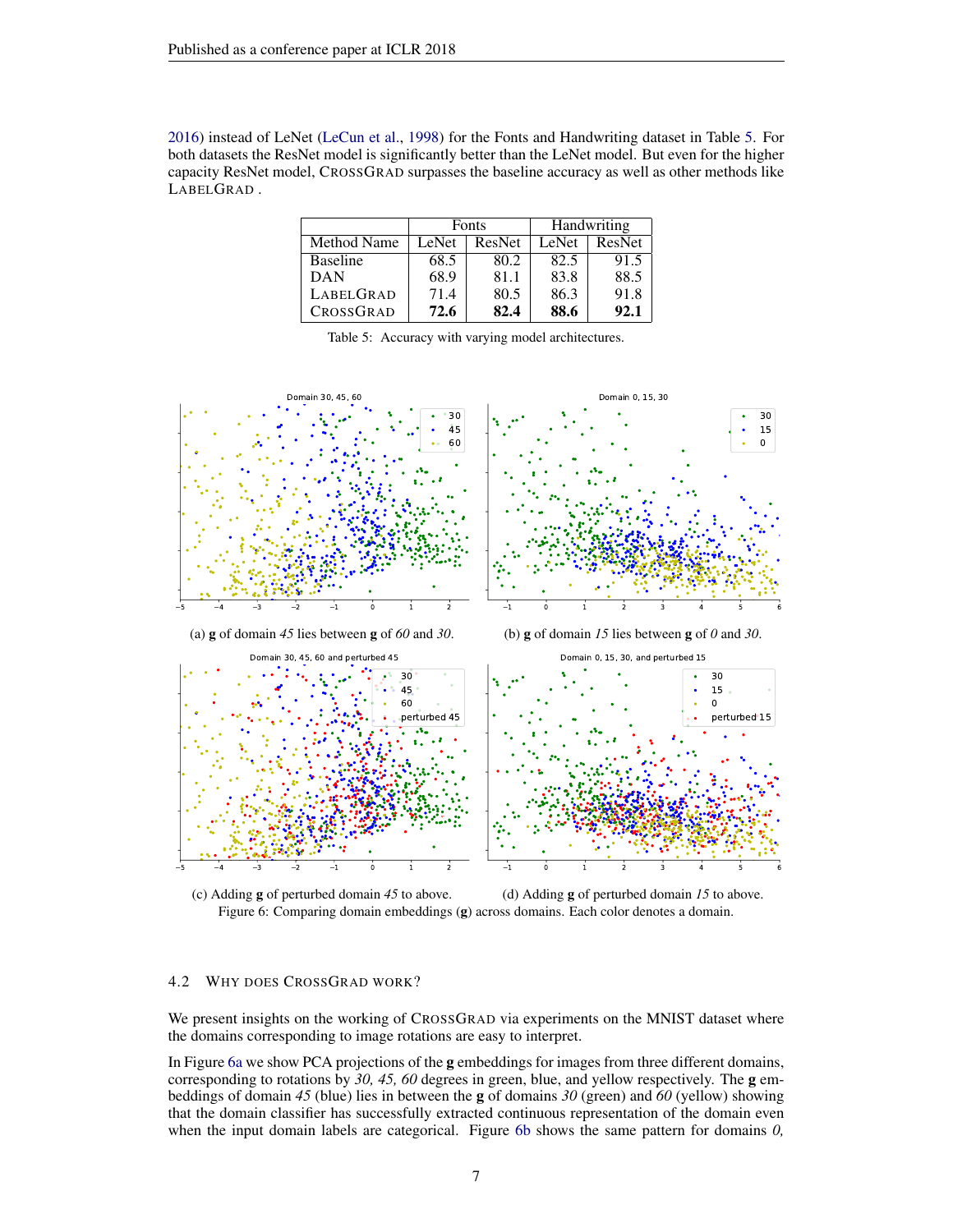2016) instead of LeNet (LeCun et al., 1998) for the Fonts and Handwriting dataset in Table 5. For both datasets the ResNet model is significantly better than the LeNet model. But even for the higher capacity ResNet model, CrossGrad surpasses the baseline accuracy as well as other methods like LabelGrad .

| | Fonts | | Handwriting | |
|---|---|---|---|---|
| Method Name | LeNet | ResNet | LeNet | ResNet |
| Baseline | 68.5 | 80.2 | 82.5 | 91.5 |
| DAN | 68.9 | 81.1 | 83.8 | 88.5 |
| LabelGrad | 71.4 | 80.5 | 86.3 | 91.8 |
| CrossGrad | **72.6** | **82.4** | **88.6** | **92.1** |

Table 5: Accuracy with varying model architectures.

(a) **g** of domain *45* lies between **g** of *60* and *30*.

(b) **g** of domain *15* lies between **g** of *0* and *30*.

(c) Adding **g** of perturbed domain *45* to above.

(d) Adding **g** of perturbed domain *15* to above.

Figure 6: Comparing domain embeddings (**g**) across domains. Each color denotes a domain.

### 4.2 Why does CrossGrad work?

We present insights on the working of CrossGrad via experiments on the MNIST dataset where the domains corresponding to image rotations are easy to interpret.

In Figure 6a we show PCA projections of the **g** embeddings for images from three different domains, corresponding to rotations by *30, 45, 60* degrees in green, blue, and yellow respectively. The **g** embeddings of domain *45* (blue) lies in between the **g** of domains *30* (green) and *60* (yellow) showing that the domain classifier has successfully extracted continuous representation of the domain even when the input domain labels are categorical. Figure 6b shows the same pattern for domains *0,*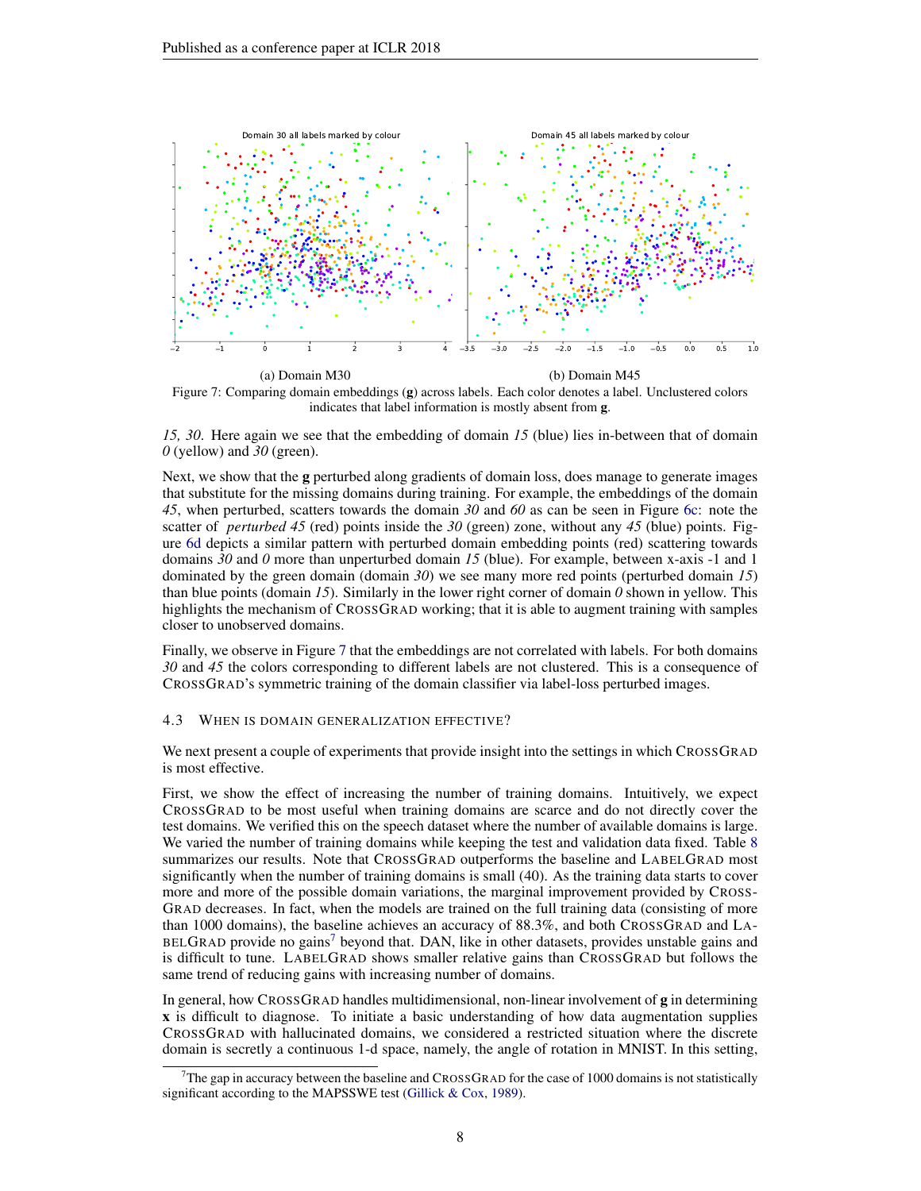(a) Domain M30

(b) Domain M45

Figure 7: Comparing domain embeddings ($\mathbf{g}$) across labels. Each color denotes a label. Unclustered colors indicates that label information is mostly absent from $\mathbf{g}$.

*15, 30*. Here again we see that the embedding of domain *15* (blue) lies in-between that of domain *0* (yellow) and *30* (green).

Next, we show that the $\mathbf{g}$ perturbed along gradients of domain loss, does manage to generate images that substitute for the missing domains during training. For example, the embeddings of the domain *45*, when perturbed, scatters towards the domain *30* and *60* as can be seen in Figure 6c: note the scatter of *perturbed 45* (red) points inside the *30* (green) zone, without any *45* (blue) points. Figure 6d depicts a similar pattern with perturbed domain embedding points (red) scattering towards domains *30* and *0* more than unperturbed domain *15* (blue). For example, between x-axis -1 and 1 dominated by the green domain (domain *30*) we see many more red points (perturbed domain *15*) than blue points (domain *15*). Similarly in the lower right corner of domain *0* shown in yellow. This highlights the mechanism of CROSSGRAD working; that it is able to augment training with samples closer to unobserved domains.

Finally, we observe in Figure 7 that the embeddings are not correlated with labels. For both domains *30* and *45* the colors corresponding to different labels are not clustered. This is a consequence of CROSSGRAD's symmetric training of the domain classifier via label-loss perturbed images.

### 4.3 WHEN IS DOMAIN GENERALIZATION EFFECTIVE?

We next present a couple of experiments that provide insight into the settings in which CROSSGRAD is most effective.

First, we show the effect of increasing the number of training domains. Intuitively, we expect CROSSGRAD to be most useful when training domains are scarce and do not directly cover the test domains. We verified this on the speech dataset where the number of available domains is large. We varied the number of training domains while keeping the test and validation data fixed. Table 8 summarizes our results. Note that CROSSGRAD outperforms the baseline and LABELGRAD most significantly when the number of training domains is small (40). As the training data starts to cover more and more of the possible domain variations, the marginal improvement provided by CROSSGRAD decreases. In fact, when the models are trained on the full training data (consisting of more than 1000 domains), the baseline achieves an accuracy of 88.3%, and both CROSSGRAD and LABELGRAD provide no gains[7] beyond that. DAN, like in other datasets, provides unstable gains and is difficult to tune. LABELGRAD shows smaller relative gains than CROSSGRAD but follows the same trend of reducing gains with increasing number of domains.

In general, how CROSSGRAD handles multidimensional, non-linear involvement of $\mathbf{g}$ in determining $\mathbf{x}$ is difficult to diagnose. To initiate a basic understanding of how data augmentation supplies CROSSGRAD with hallucinated domains, we considered a restricted situation where the discrete domain is secretly a continuous 1-d space, namely, the angle of rotation in MNIST. In this setting,

[7] The gap in accuracy between the baseline and CROSSGRAD for the case of 1000 domains is not statistically significant according to the MAPSSWE test (Gillick & Cox, 1989).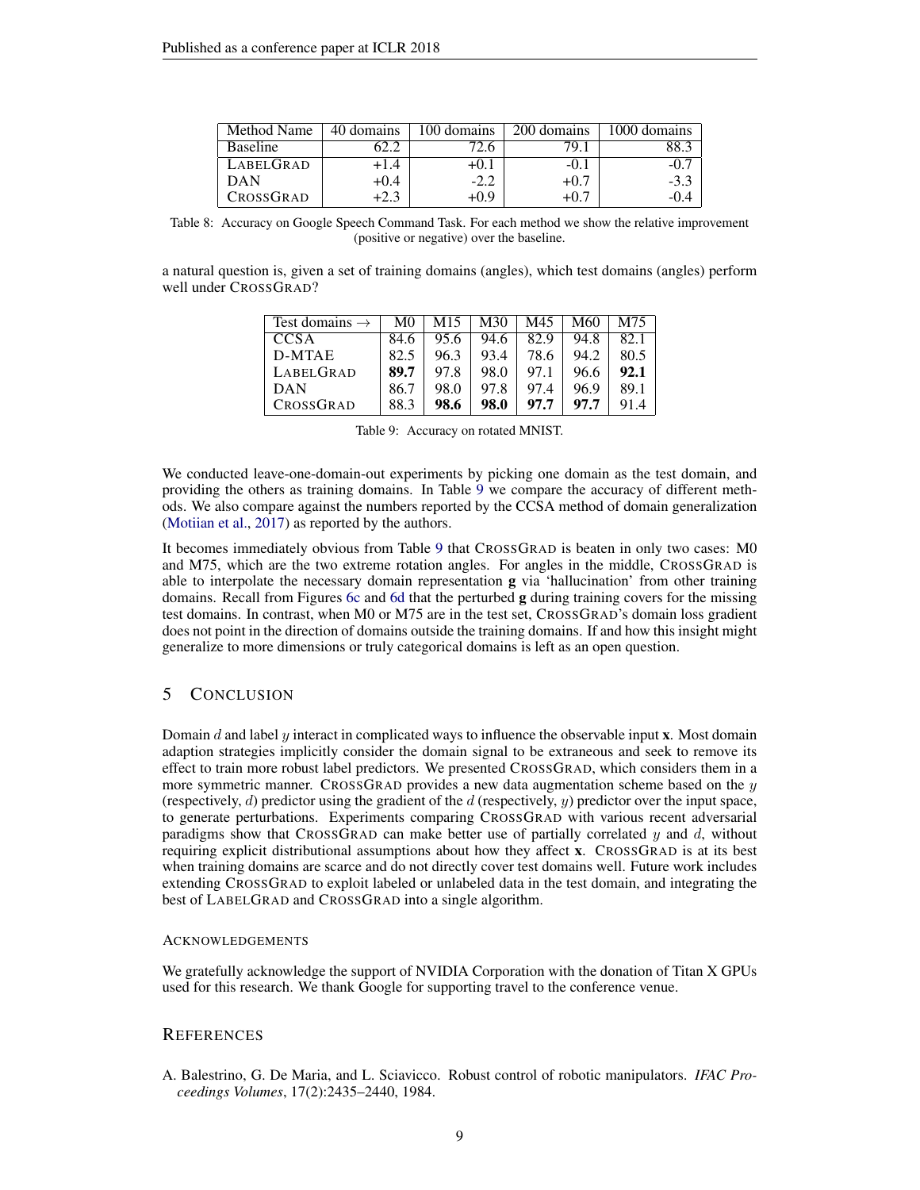| Method Name | 40 domains | 100 domains | 200 domains | 1000 domains |
|---|---|---|---|---|
| Baseline | 62.2 | 72.6 | 79.1 | 88.3 |
| LABELGRAD | +1.4 | +0.1 | -0.1 | -0.7 |
| DAN | +0.4 | -2.2 | +0.7 | -3.3 |
| CROSSGRAD | +2.3 | +0.9 | +0.7 | -0.4 |

Table 8: Accuracy on Google Speech Command Task. For each method we show the relative improvement (positive or negative) over the baseline.

a natural question is, given a set of training domains (angles), which test domains (angles) perform well under CROSSGRAD?

| Test domains → | M0 | M15 | M30 | M45 | M60 | M75 |
|---|---|---|---|---|---|---|
| CCSA | 84.6 | 95.6 | 94.6 | 82.9 | 94.8 | 82.1 |
| D-MTAE | 82.5 | 96.3 | 93.4 | 78.6 | 94.2 | 80.5 |
| LABELGRAD | **89.7** | 97.8 | 98.0 | 97.1 | 96.6 | **92.1** |
| DAN | 86.7 | 98.0 | 97.8 | 97.4 | 96.9 | 89.1 |
| CROSSGRAD | 88.3 | **98.6** | **98.0** | **97.7** | **97.7** | 91.4 |

Table 9: Accuracy on rotated MNIST.

We conducted leave-one-domain-out experiments by picking one domain as the test domain, and providing the others as training domains. In Table 9 we compare the accuracy of different methods. We also compare against the numbers reported by the CCSA method of domain generalization (Motiian et al., 2017) as reported by the authors.

It becomes immediately obvious from Table 9 that CROSSGRAD is beaten in only two cases: M0 and M75, which are the two extreme rotation angles. For angles in the middle, CROSSGRAD is able to interpolate the necessary domain representation **g** via 'hallucination' from other training domains. Recall from Figures 6c and 6d that the perturbed **g** during training covers for the missing test domains. In contrast, when M0 or M75 are in the test set, CROSSGRAD's domain loss gradient does not point in the direction of domains outside the training domains. If and how this insight might generalize to more dimensions or truly categorical domains is left as an open question.

## 5 CONCLUSION

Domain $d$ and label $y$ interact in complicated ways to influence the observable input **x**. Most domain adaption strategies implicitly consider the domain signal to be extraneous and seek to remove its effect to train more robust label predictors. We presented CROSSGRAD, which considers them in a more symmetric manner. CROSSGRAD provides a new data augmentation scheme based on the $y$ (respectively, $d$) predictor using the gradient of the $d$ (respectively, $y$) predictor over the input space, to generate perturbations. Experiments comparing CROSSGRAD with various recent adversarial paradigms show that CROSSGRAD can make better use of partially correlated $y$ and $d$, without requiring explicit distributional assumptions about how they affect **x**. CROSSGRAD is at its best when training domains are scarce and do not directly cover test domains well. Future work includes extending CROSSGRAD to exploit labeled or unlabeled data in the test domain, and integrating the best of LABELGRAD and CROSSGRAD into a single algorithm.

#### ACKNOWLEDGEMENTS

We gratefully acknowledge the support of NVIDIA Corporation with the donation of Titan X GPUs used for this research. We thank Google for supporting travel to the conference venue.

## REFERENCES

A. Balestrino, G. De Maria, and L. Sciavicco. Robust control of robotic manipulators. *IFAC Proceedings Volumes*, 17(2):2435–2440, 1984.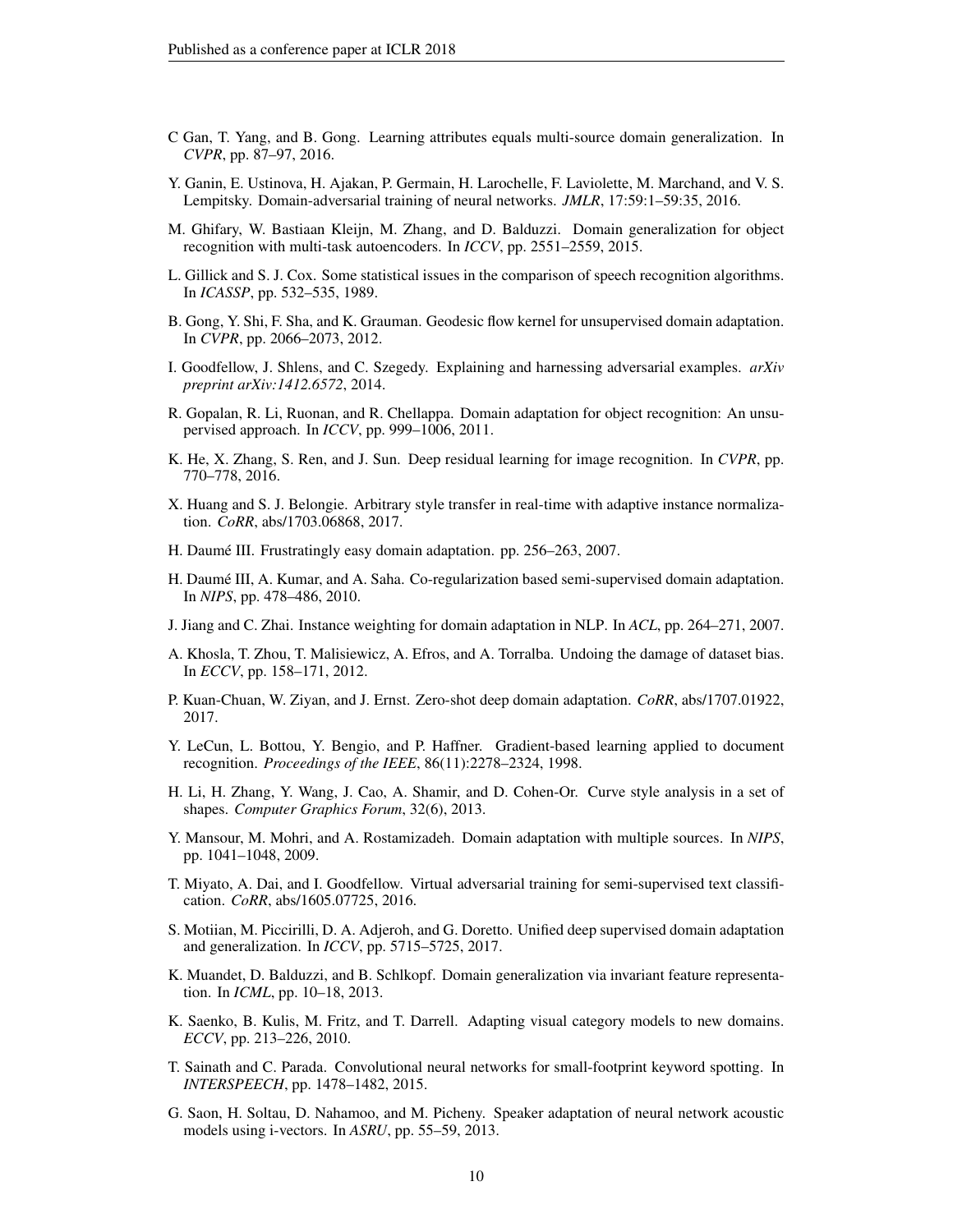C Gan, T. Yang, and B. Gong. Learning attributes equals multi-source domain generalization. In *CVPR*, pp. 87–97, 2016.

Y. Ganin, E. Ustinova, H. Ajakan, P. Germain, H. Larochelle, F. Laviolette, M. Marchand, and V. S. Lempitsky. Domain-adversarial training of neural networks. *JMLR*, 17:59:1–59:35, 2016.

M. Ghifary, W. Bastiaan Kleijn, M. Zhang, and D. Balduzzi. Domain generalization for object recognition with multi-task autoencoders. In *ICCV*, pp. 2551–2559, 2015.

L. Gillick and S. J. Cox. Some statistical issues in the comparison of speech recognition algorithms. In *ICASSP*, pp. 532–535, 1989.

B. Gong, Y. Shi, F. Sha, and K. Grauman. Geodesic flow kernel for unsupervised domain adaptation. In *CVPR*, pp. 2066–2073, 2012.

I. Goodfellow, J. Shlens, and C. Szegedy. Explaining and harnessing adversarial examples. *arXiv preprint arXiv:1412.6572*, 2014.

R. Gopalan, R. Li, Ruonan, and R. Chellappa. Domain adaptation for object recognition: An unsupervised approach. In *ICCV*, pp. 999–1006, 2011.

K. He, X. Zhang, S. Ren, and J. Sun. Deep residual learning for image recognition. In *CVPR*, pp. 770–778, 2016.

X. Huang and S. J. Belongie. Arbitrary style transfer in real-time with adaptive instance normalization. *CoRR*, abs/1703.06868, 2017.

H. Daumé III. Frustratingly easy domain adaptation. pp. 256–263, 2007.

H. Daumé III, A. Kumar, and A. Saha. Co-regularization based semi-supervised domain adaptation. In *NIPS*, pp. 478–486, 2010.

J. Jiang and C. Zhai. Instance weighting for domain adaptation in NLP. In *ACL*, pp. 264–271, 2007.

A. Khosla, T. Zhou, T. Malisiewicz, A. Efros, and A. Torralba. Undoing the damage of dataset bias. In *ECCV*, pp. 158–171, 2012.

P. Kuan-Chuan, W. Ziyan, and J. Ernst. Zero-shot deep domain adaptation. *CoRR*, abs/1707.01922, 2017.

Y. LeCun, L. Bottou, Y. Bengio, and P. Haffner. Gradient-based learning applied to document recognition. *Proceedings of the IEEE*, 86(11):2278–2324, 1998.

H. Li, H. Zhang, Y. Wang, J. Cao, A. Shamir, and D. Cohen-Or. Curve style analysis in a set of shapes. *Computer Graphics Forum*, 32(6), 2013.

Y. Mansour, M. Mohri, and A. Rostamizadeh. Domain adaptation with multiple sources. In *NIPS*, pp. 1041–1048, 2009.

T. Miyato, A. Dai, and I. Goodfellow. Virtual adversarial training for semi-supervised text classification. *CoRR*, abs/1605.07725, 2016.

S. Motiian, M. Piccirilli, D. A. Adjeroh, and G. Doretto. Unified deep supervised domain adaptation and generalization. In *ICCV*, pp. 5715–5725, 2017.

K. Muandet, D. Balduzzi, and B. Schlkopf. Domain generalization via invariant feature representation. In *ICML*, pp. 10–18, 2013.

K. Saenko, B. Kulis, M. Fritz, and T. Darrell. Adapting visual category models to new domains. *ECCV*, pp. 213–226, 2010.

T. Sainath and C. Parada. Convolutional neural networks for small-footprint keyword spotting. In *INTERSPEECH*, pp. 1478–1482, 2015.

G. Saon, H. Soltau, D. Nahamoo, and M. Picheny. Speaker adaptation of neural network acoustic models using i-vectors. In *ASRU*, pp. 55–59, 2013.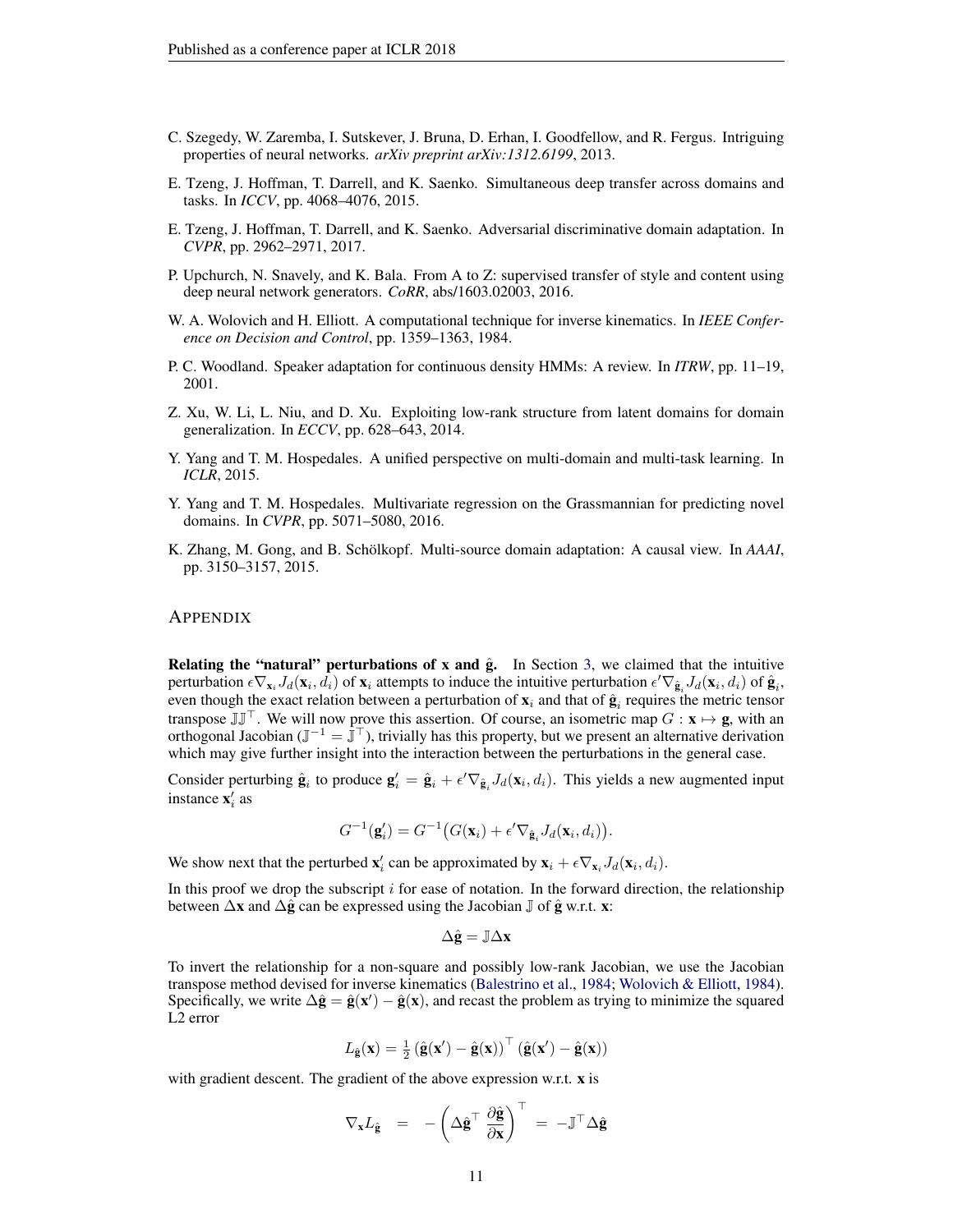C. Szegedy, W. Zaremba, I. Sutskever, J. Bruna, D. Erhan, I. Goodfellow, and R. Fergus. Intriguing properties of neural networks. *arXiv preprint arXiv:1312.6199*, 2013.

E. Tzeng, J. Hoffman, T. Darrell, and K. Saenko. Simultaneous deep transfer across domains and tasks. In *ICCV*, pp. 4068–4076, 2015.

E. Tzeng, J. Hoffman, T. Darrell, and K. Saenko. Adversarial discriminative domain adaptation. In *CVPR*, pp. 2962–2971, 2017.

P. Upchurch, N. Snavely, and K. Bala. From A to Z: supervised transfer of style and content using deep neural network generators. *CoRR*, abs/1603.02003, 2016.

W. A. Wolovich and H. Elliott. A computational technique for inverse kinematics. In *IEEE Conference on Decision and Control*, pp. 1359–1363, 1984.

P. C. Woodland. Speaker adaptation for continuous density HMMs: A review. In *ITRW*, pp. 11–19, 2001.

Z. Xu, W. Li, L. Niu, and D. Xu. Exploiting low-rank structure from latent domains for domain generalization. In *ECCV*, pp. 628–643, 2014.

Y. Yang and T. M. Hospedales. A unified perspective on multi-domain and multi-task learning. In *ICLR*, 2015.

Y. Yang and T. M. Hospedales. Multivariate regression on the Grassmannian for predicting novel domains. In *CVPR*, pp. 5071–5080, 2016.

K. Zhang, M. Gong, and B. Schölkopf. Multi-source domain adaptation: A causal view. In *AAAI*, pp. 3150–3157, 2015.

# APPENDIX

**Relating the "natural" perturbations of $\mathbf{x}$ and $\hat{\mathbf{g}}$.** In Section 3, we claimed that the intuitive perturbation $\epsilon \nabla_{\mathbf{x}_i} J_d(\mathbf{x}_i, d_i)$ of $\mathbf{x}_i$ attempts to induce the intuitive perturbation $\epsilon' \nabla_{\hat{\mathbf{g}}_i} J_d(\mathbf{x}_i, d_i)$ of $\hat{\mathbf{g}}_i$, even though the exact relation between a perturbation of $\mathbf{x}_i$ and that of $\hat{\mathbf{g}}_i$ requires the metric tensor transpose $\mathbb{J}\mathbb{J}^\top$. We will now prove this assertion. Of course, an isometric map $G : \mathbf{x} \mapsto \mathbf{g}$, with an orthogonal Jacobian ($\mathbb{J}^{-1} = \mathbb{J}^\top$), trivially has this property, but we present an alternative derivation which may give further insight into the interaction between the perturbations in the general case.

Consider perturbing $\hat{\mathbf{g}}_i$ to produce $\mathbf{g}'_i = \hat{\mathbf{g}}_i + \epsilon' \nabla_{\hat{\mathbf{g}}_i} J_d(\mathbf{x}_i, d_i)$. This yields a new augmented input instance $\mathbf{x}'_i$ as

$$G^{-1}(\mathbf{g}'_i) = G^{-1}\big(G(\mathbf{x}_i) + \epsilon' \nabla_{\hat{\mathbf{g}}_i} J_d(\mathbf{x}_i, d_i)\big).$$

We show next that the perturbed $\mathbf{x}'_i$ can be approximated by $\mathbf{x}_i + \epsilon \nabla_{\mathbf{x}_i} J_d(\mathbf{x}_i, d_i)$.

In this proof we drop the subscript $i$ for ease of notation. In the forward direction, the relationship between $\Delta \mathbf{x}$ and $\Delta \hat{\mathbf{g}}$ can be expressed using the Jacobian $\mathbb{J}$ of $\hat{\mathbf{g}}$ w.r.t. $\mathbf{x}$:

$$\Delta \hat{\mathbf{g}} = \mathbb{J} \Delta \mathbf{x}$$

To invert the relationship for a non-square and possibly low-rank Jacobian, we use the Jacobian transpose method devised for inverse kinematics (Balestrino et al., 1984; Wolovich & Elliott, 1984). Specifically, we write $\Delta \hat{\mathbf{g}} = \hat{\mathbf{g}}(\mathbf{x}') - \hat{\mathbf{g}}(\mathbf{x})$, and recast the problem as trying to minimize the squared L2 error

$$L_{\hat{\mathbf{g}}}(\mathbf{x}) = \tfrac{1}{2} \left(\hat{\mathbf{g}}(\mathbf{x}') - \hat{\mathbf{g}}(\mathbf{x})\right)^\top \left(\hat{\mathbf{g}}(\mathbf{x}') - \hat{\mathbf{g}}(\mathbf{x})\right)$$

with gradient descent. The gradient of the above expression w.r.t. $\mathbf{x}$ is

$$\nabla_{\mathbf{x}} L_{\hat{\mathbf{g}}} \;\;=\;\; -\left(\Delta \hat{\mathbf{g}}^\top \, \frac{\partial \hat{\mathbf{g}}}{\partial \mathbf{x}}\right)^\top \;=\; -\mathbb{J}^\top \Delta \hat{\mathbf{g}}$$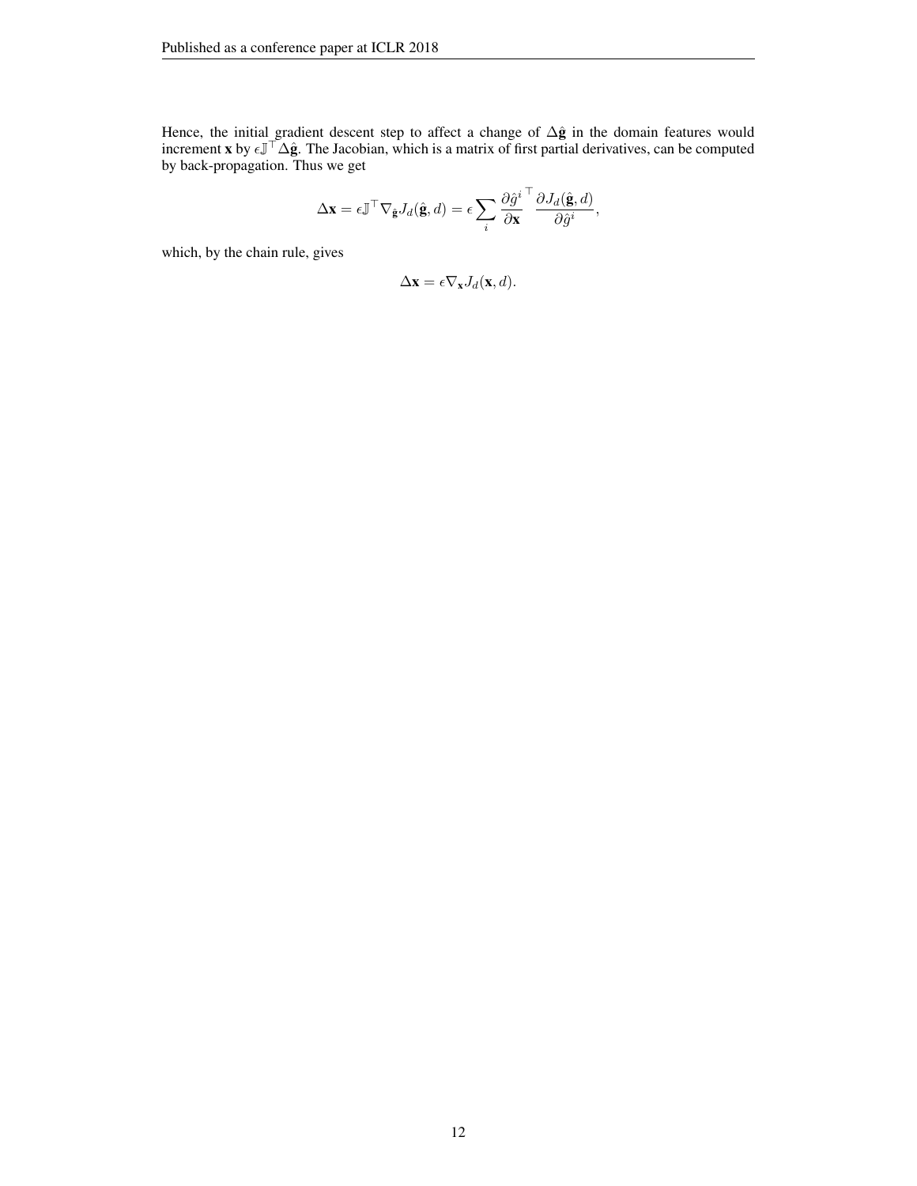Hence, the initial gradient descent step to affect a change of $\Delta\hat{\mathbf{g}}$ in the domain features would increment $\mathbf{x}$ by $\epsilon\mathbb{J}^\top\Delta\hat{\mathbf{g}}$. The Jacobian, which is a matrix of first partial derivatives, can be computed by back-propagation. Thus we get

$$\Delta\mathbf{x} = \epsilon\mathbb{J}^\top\nabla_{\hat{\mathbf{g}}}J_d(\hat{\mathbf{g}}, d) = \epsilon\sum_i \frac{\partial\hat{g}^i}{\partial\mathbf{x}}^\top \frac{\partial J_d(\hat{\mathbf{g}}, d)}{\partial\hat{g}^i},$$

which, by the chain rule, gives

$$\Delta\mathbf{x} = \epsilon\nabla_{\mathbf{x}}J_d(\mathbf{x}, d).$$